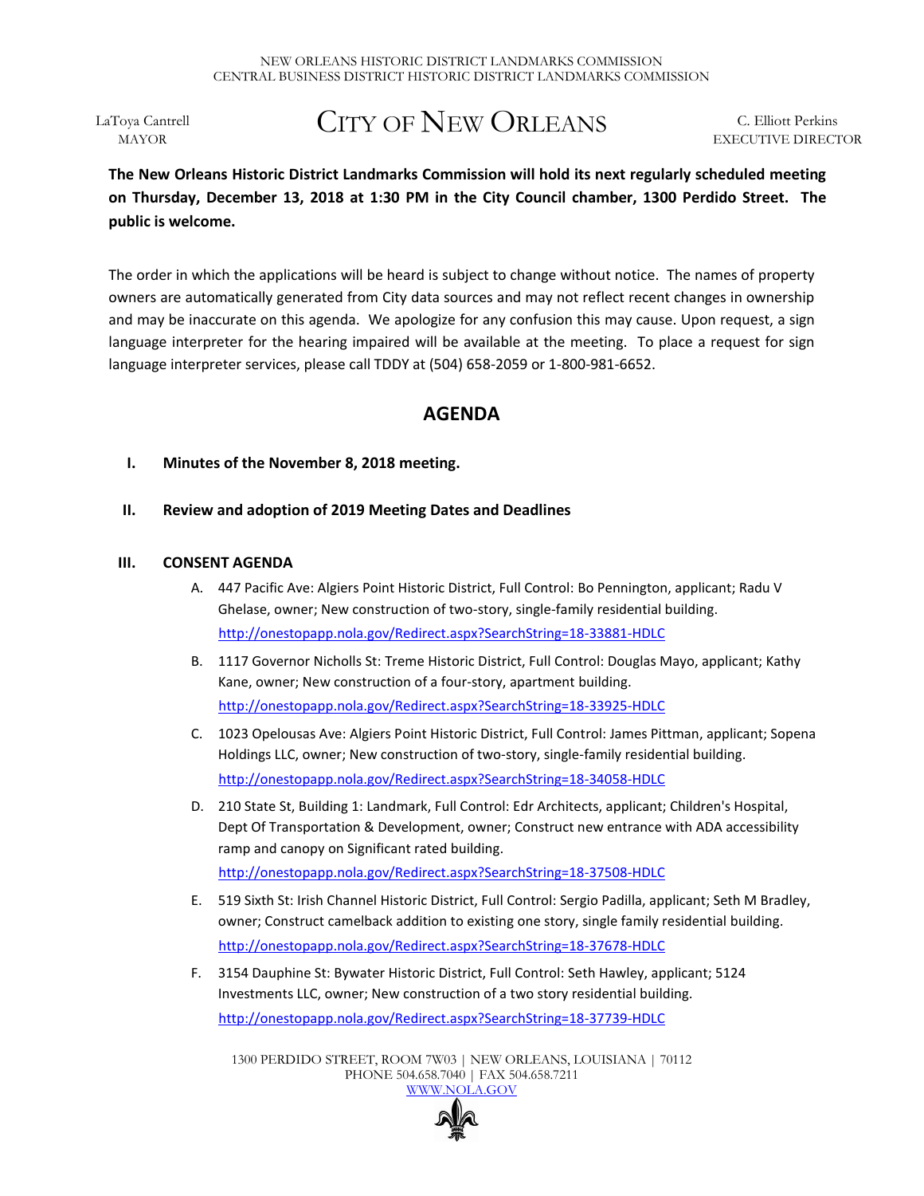NEW ORLEANS HISTORIC DISTRICT LANDMARKS COMMISSION
CENTRAL BUSINESS DISTRICT HISTORIC DISTRICT LANDMARKS COMMISSION

LaToya Cantrell
MAYOR

# CITY OF NEW ORLEANS

C. Elliott Perkins
EXECUTIVE DIRECTOR

**The New Orleans Historic District Landmarks Commission will hold its next regularly scheduled meeting on Thursday, December 13, 2018 at 1:30 PM in the City Council chamber, 1300 Perdido Street. The public is welcome.**

The order in which the applications will be heard is subject to change without notice. The names of property owners are automatically generated from City data sources and may not reflect recent changes in ownership and may be inaccurate on this agenda. We apologize for any confusion this may cause. Upon request, a sign language interpreter for the hearing impaired will be available at the meeting. To place a request for sign language interpreter services, please call TDDY at (504) 658-2059 or 1-800-981-6652.

## AGENDA

**I. Minutes of the November 8, 2018 meeting.**

**II. Review and adoption of 2019 Meeting Dates and Deadlines**

**III. CONSENT AGENDA**

A. 447 Pacific Ave: Algiers Point Historic District, Full Control: Bo Pennington, applicant; Radu V Ghelase, owner; New construction of two-story, single-family residential building.
http://onestopapp.nola.gov/Redirect.aspx?SearchString=18-33881-HDLC

B. 1117 Governor Nicholls St: Treme Historic District, Full Control: Douglas Mayo, applicant; Kathy Kane, owner; New construction of a four-story, apartment building.
http://onestopapp.nola.gov/Redirect.aspx?SearchString=18-33925-HDLC

C. 1023 Opelousas Ave: Algiers Point Historic District, Full Control: James Pittman, applicant; Sopena Holdings LLC, owner; New construction of two-story, single-family residential building.
http://onestopapp.nola.gov/Redirect.aspx?SearchString=18-34058-HDLC

D. 210 State St, Building 1: Landmark, Full Control: Edr Architects, applicant; Children's Hospital, Dept Of Transportation & Development, owner; Construct new entrance with ADA accessibility ramp and canopy on Significant rated building.
http://onestopapp.nola.gov/Redirect.aspx?SearchString=18-37508-HDLC

E. 519 Sixth St: Irish Channel Historic District, Full Control: Sergio Padilla, applicant; Seth M Bradley, owner; Construct camelback addition to existing one story, single family residential building.
http://onestopapp.nola.gov/Redirect.aspx?SearchString=18-37678-HDLC

F. 3154 Dauphine St: Bywater Historic District, Full Control: Seth Hawley, applicant; 5124 Investments LLC, owner; New construction of a two story residential building.
http://onestopapp.nola.gov/Redirect.aspx?SearchString=18-37739-HDLC

1300 PERDIDO STREET, ROOM 7W03 | NEW ORLEANS, LOUISIANA | 70112
PHONE 504.658.7040 | FAX 504.658.7211
WWW.NOLA.GOV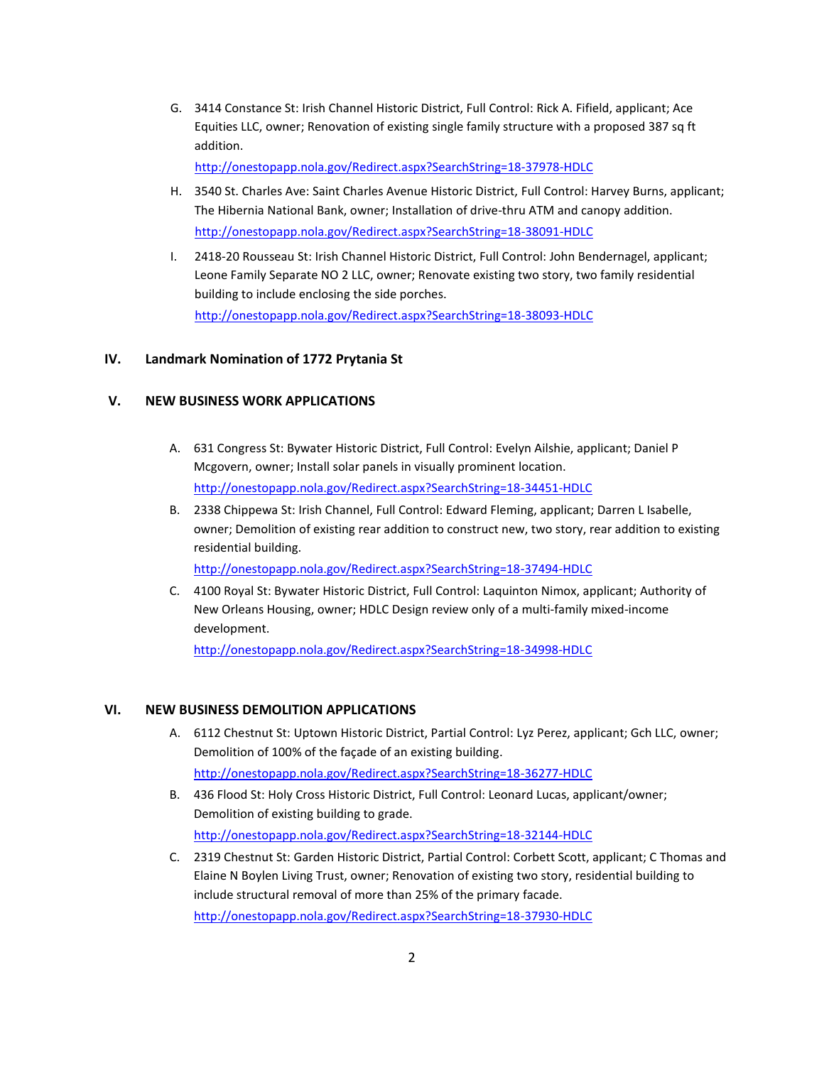G. 3414 Constance St: Irish Channel Historic District, Full Control: Rick A. Fifield, applicant; Ace Equities LLC, owner; Renovation of existing single family structure with a proposed 387 sq ft addition.
   http://onestopapp.nola.gov/Redirect.aspx?SearchString=18-37978-HDLC

H. 3540 St. Charles Ave: Saint Charles Avenue Historic District, Full Control: Harvey Burns, applicant; The Hibernia National Bank, owner; Installation of drive-thru ATM and canopy addition.
   http://onestopapp.nola.gov/Redirect.aspx?SearchString=18-38091-HDLC

I. 2418-20 Rousseau St: Irish Channel Historic District, Full Control: John Bendernagel, applicant; Leone Family Separate NO 2 LLC, owner; Renovate existing two story, two family residential building to include enclosing the side porches.
   http://onestopapp.nola.gov/Redirect.aspx?SearchString=18-38093-HDLC

## IV. Landmark Nomination of 1772 Prytania St

## V. NEW BUSINESS WORK APPLICATIONS

A. 631 Congress St: Bywater Historic District, Full Control: Evelyn Ailshie, applicant; Daniel P Mcgovern, owner; Install solar panels in visually prominent location.
   http://onestopapp.nola.gov/Redirect.aspx?SearchString=18-34451-HDLC

B. 2338 Chippewa St: Irish Channel, Full Control: Edward Fleming, applicant; Darren L Isabelle, owner; Demolition of existing rear addition to construct new, two story, rear addition to existing residential building.
   http://onestopapp.nola.gov/Redirect.aspx?SearchString=18-37494-HDLC

C. 4100 Royal St: Bywater Historic District, Full Control: Laquinton Nimox, applicant; Authority of New Orleans Housing, owner; HDLC Design review only of a multi-family mixed-income development.
   http://onestopapp.nola.gov/Redirect.aspx?SearchString=18-34998-HDLC

## VI. NEW BUSINESS DEMOLITION APPLICATIONS

A. 6112 Chestnut St: Uptown Historic District, Partial Control: Lyz Perez, applicant; Gch LLC, owner; Demolition of 100% of the façade of an existing building.
   http://onestopapp.nola.gov/Redirect.aspx?SearchString=18-36277-HDLC

B. 436 Flood St: Holy Cross Historic District, Full Control: Leonard Lucas, applicant/owner; Demolition of existing building to grade.
   http://onestopapp.nola.gov/Redirect.aspx?SearchString=18-32144-HDLC

C. 2319 Chestnut St: Garden Historic District, Partial Control: Corbett Scott, applicant; C Thomas and Elaine N Boylen Living Trust, owner; Renovation of existing two story, residential building to include structural removal of more than 25% of the primary facade.
   http://onestopapp.nola.gov/Redirect.aspx?SearchString=18-37930-HDLC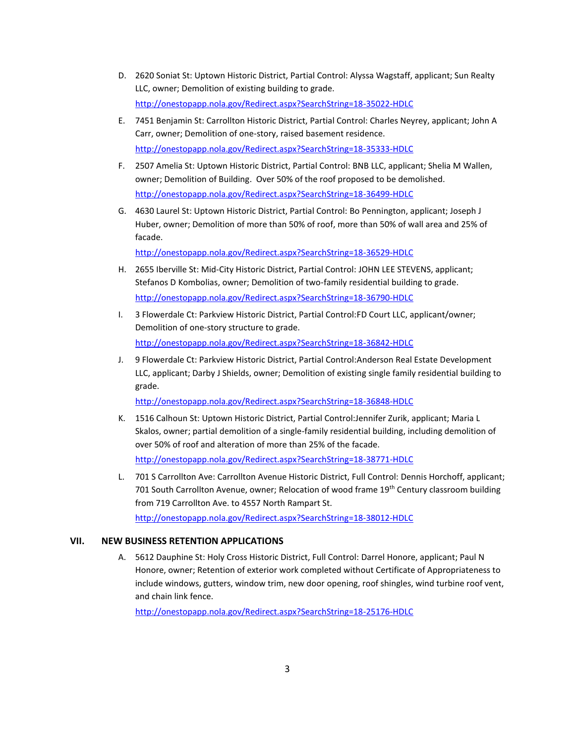D. 2620 Soniat St: Uptown Historic District, Partial Control: Alyssa Wagstaff, applicant; Sun Realty LLC, owner; Demolition of existing building to grade.
   http://onestopapp.nola.gov/Redirect.aspx?SearchString=18-35022-HDLC

E. 7451 Benjamin St: Carrollton Historic District, Partial Control: Charles Neyrey, applicant; John A Carr, owner; Demolition of one-story, raised basement residence.
   http://onestopapp.nola.gov/Redirect.aspx?SearchString=18-35333-HDLC

F. 2507 Amelia St: Uptown Historic District, Partial Control: BNB LLC, applicant; Shelia M Wallen, owner; Demolition of Building. Over 50% of the roof proposed to be demolished.
   http://onestopapp.nola.gov/Redirect.aspx?SearchString=18-36499-HDLC

G. 4630 Laurel St: Uptown Historic District, Partial Control: Bo Pennington, applicant; Joseph J Huber, owner; Demolition of more than 50% of roof, more than 50% of wall area and 25% of facade.
   http://onestopapp.nola.gov/Redirect.aspx?SearchString=18-36529-HDLC

H. 2655 Iberville St: Mid-City Historic District, Partial Control: JOHN LEE STEVENS, applicant; Stefanos D Kombolias, owner; Demolition of two-family residential building to grade.
   http://onestopapp.nola.gov/Redirect.aspx?SearchString=18-36790-HDLC

I. 3 Flowerdale Ct: Parkview Historic District, Partial Control:FD Court LLC, applicant/owner; Demolition of one-story structure to grade.
   http://onestopapp.nola.gov/Redirect.aspx?SearchString=18-36842-HDLC

J. 9 Flowerdale Ct: Parkview Historic District, Partial Control:Anderson Real Estate Development LLC, applicant; Darby J Shields, owner; Demolition of existing single family residential building to grade.
   http://onestopapp.nola.gov/Redirect.aspx?SearchString=18-36848-HDLC

K. 1516 Calhoun St: Uptown Historic District, Partial Control:Jennifer Zurik, applicant; Maria L Skalos, owner; partial demolition of a single-family residential building, including demolition of over 50% of roof and alteration of more than 25% of the facade.
   http://onestopapp.nola.gov/Redirect.aspx?SearchString=18-38771-HDLC

L. 701 S Carrollton Ave: Carrollton Avenue Historic District, Full Control: Dennis Horchoff, applicant; 701 South Carrollton Avenue, owner; Relocation of wood frame 19th Century classroom building from 719 Carrollton Ave. to 4557 North Rampart St.
   http://onestopapp.nola.gov/Redirect.aspx?SearchString=18-38012-HDLC

## VII. NEW BUSINESS RETENTION APPLICATIONS

A. 5612 Dauphine St: Holy Cross Historic District, Full Control: Darrel Honore, applicant; Paul N Honore, owner; Retention of exterior work completed without Certificate of Appropriateness to include windows, gutters, window trim, new door opening, roof shingles, wind turbine roof vent, and chain link fence.
   http://onestopapp.nola.gov/Redirect.aspx?SearchString=18-25176-HDLC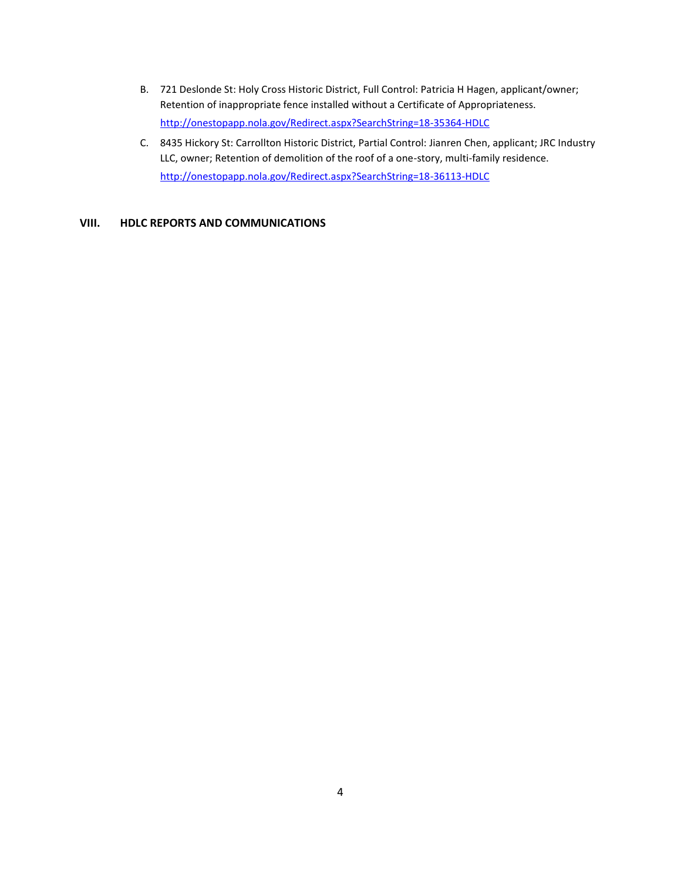B. 721 Deslonde St: Holy Cross Historic District, Full Control: Patricia H Hagen, applicant/owner; Retention of inappropriate fence installed without a Certificate of Appropriateness.
   http://onestopapp.nola.gov/Redirect.aspx?SearchString=18-35364-HDLC

C. 8435 Hickory St: Carrollton Historic District, Partial Control: Jianren Chen, applicant; JRC Industry LLC, owner; Retention of demolition of the roof of a one-story, multi-family residence.
   http://onestopapp.nola.gov/Redirect.aspx?SearchString=18-36113-HDLC

## VIII. HDLC REPORTS AND COMMUNICATIONS